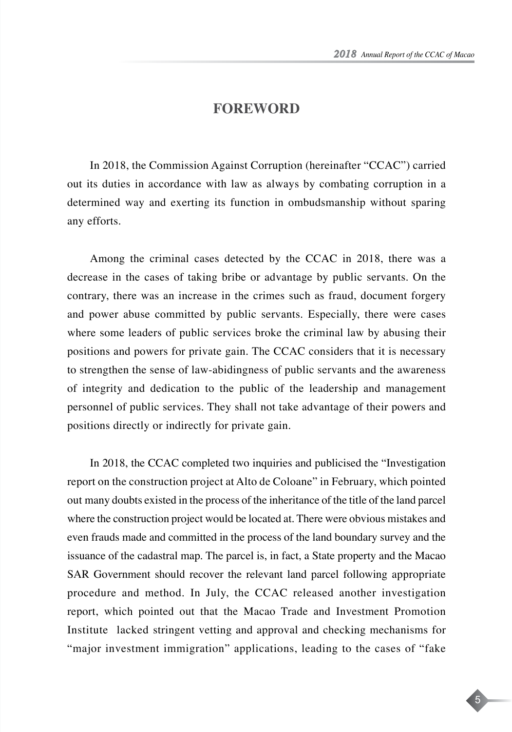# FOREWORD

In 2018, the Commission Against Corruption (hereinafter "CCAC") carried out its duties in accordance with law as always by combating corruption in a determined way and exerting its function in ombudsmanship without sparing any efforts.

Among the criminal cases detected by the CCAC in 2018, there was a decrease in the cases of taking bribe or advantage by public servants. On the contrary, there was an increase in the crimes such as fraud, document forgery and power abuse committed by public servants. Especially, there were cases where some leaders of public services broke the criminal law by abusing their positions and powers for private gain. The CCAC considers that it is necessary to strengthen the sense of law-abidingness of public servants and the awareness of integrity and dedication to the public of the leadership and management personnel of public services. They shall not take advantage of their powers and positions directly or indirectly for private gain.

In 2018, the CCAC completed two inquiries and publicised the "Investigation report on the construction project at Alto de Coloane" in February, which pointed out many doubts existed in the process of the inheritance of the title of the land parcel where the construction project would be located at. There were obvious mistakes and even frauds made and committed in the process of the land boundary survey and the issuance of the cadastral map. The parcel is, in fact, a State property and the Macao SAR Government should recover the relevant land parcel following appropriate procedure and method. In July, the CCAC released another investigation report, which pointed out that the Macao Trade and Investment Promotion Institute lacked stringent vetting and approval and checking mechanisms for "major investment immigration" applications, leading to the cases of "fake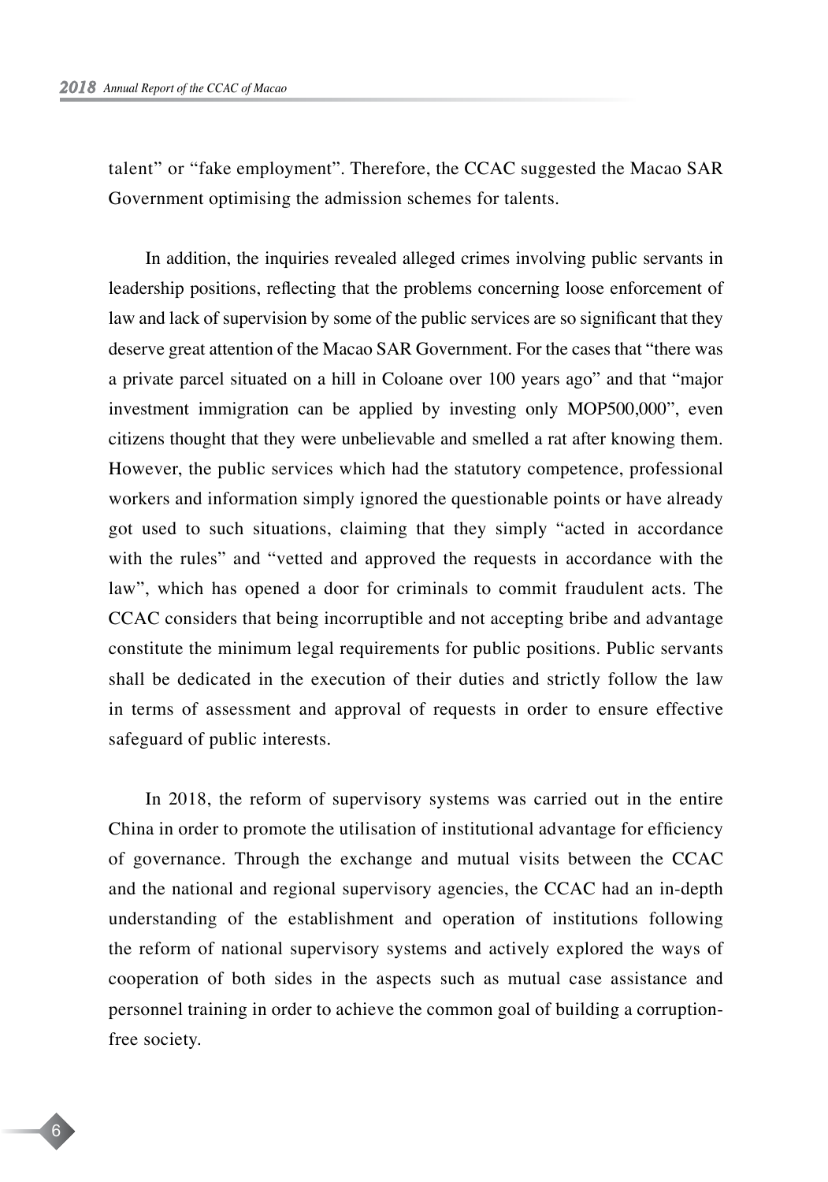talent" or "fake employment". Therefore, the CCAC suggested the Macao SAR Government optimising the admission schemes for talents.

In addition, the inquiries revealed alleged crimes involving public servants in leadership positions, reflecting that the problems concerning loose enforcement of law and lack of supervision by some of the public services are so significant that they deserve great attention of the Macao SAR Government. For the cases that "there was a private parcel situated on a hill in Coloane over 100 years ago" and that "major investment immigration can be applied by investing only MOP500,000", even citizens thought that they were unbelievable and smelled a rat after knowing them. However, the public services which had the statutory competence, professional workers and information simply ignored the questionable points or have already got used to such situations, claiming that they simply "acted in accordance with the rules" and "vetted and approved the requests in accordance with the law", which has opened a door for criminals to commit fraudulent acts. The CCAC considers that being incorruptible and not accepting bribe and advantage constitute the minimum legal requirements for public positions. Public servants shall be dedicated in the execution of their duties and strictly follow the law in terms of assessment and approval of requests in order to ensure effective safeguard of public interests.

In 2018, the reform of supervisory systems was carried out in the entire China in order to promote the utilisation of institutional advantage for efficiency of governance. Through the exchange and mutual visits between the CCAC and the national and regional supervisory agencies, the CCAC had an in-depth understanding of the establishment and operation of institutions following the reform of national supervisory systems and actively explored the ways of cooperation of both sides in the aspects such as mutual case assistance and personnel training in order to achieve the common goal of building a corruption-free society.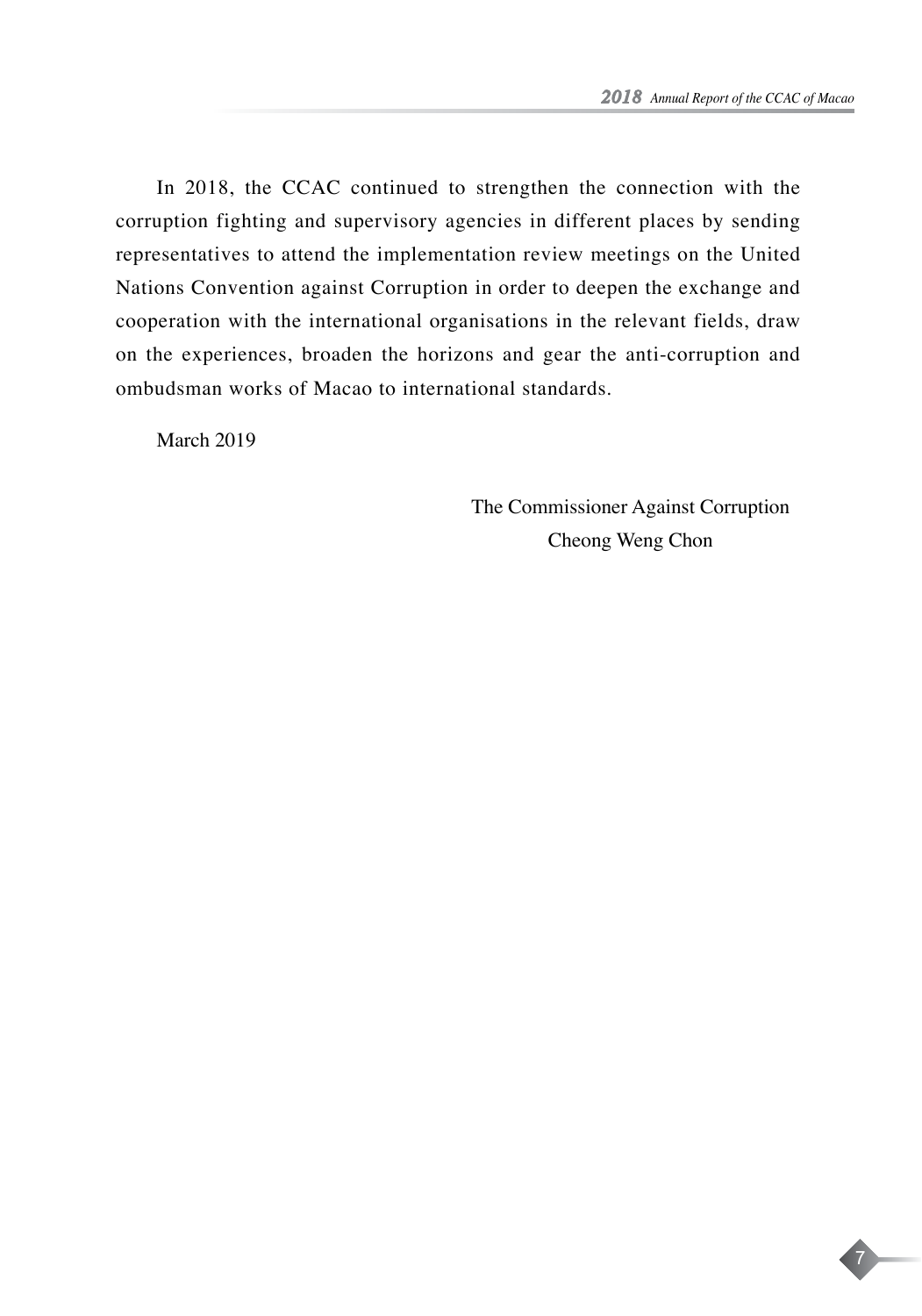In 2018, the CCAC continued to strengthen the connection with the corruption fighting and supervisory agencies in different places by sending representatives to attend the implementation review meetings on the United Nations Convention against Corruption in order to deepen the exchange and cooperation with the international organisations in the relevant fields, draw on the experiences, broaden the horizons and gear the anti-corruption and ombudsman works of Macao to international standards.

March 2019

The Commissioner Against Corruption
Cheong Weng Chon